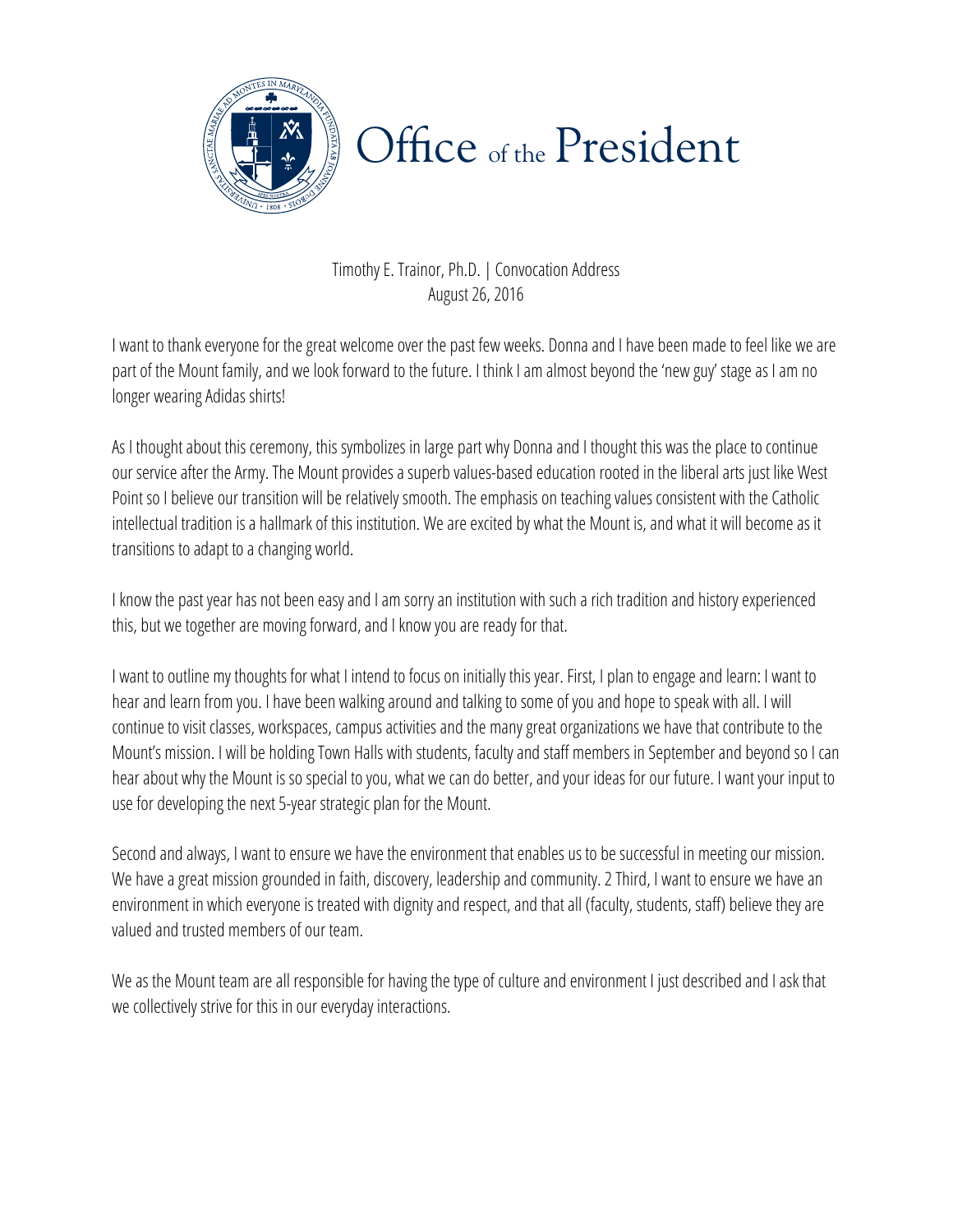# Office of the President

Timothy E. Trainor, Ph.D. | Convocation Address
August 26, 2016

I want to thank everyone for the great welcome over the past few weeks. Donna and I have been made to feel like we are part of the Mount family, and we look forward to the future. I think I am almost beyond the 'new guy' stage as I am no longer wearing Adidas shirts!

As I thought about this ceremony, this symbolizes in large part why Donna and I thought this was the place to continue our service after the Army. The Mount provides a superb values-based education rooted in the liberal arts just like West Point so I believe our transition will be relatively smooth. The emphasis on teaching values consistent with the Catholic intellectual tradition is a hallmark of this institution. We are excited by what the Mount is, and what it will become as it transitions to adapt to a changing world.

I know the past year has not been easy and I am sorry an institution with such a rich tradition and history experienced this, but we together are moving forward, and I know you are ready for that.

I want to outline my thoughts for what I intend to focus on initially this year. First, I plan to engage and learn: I want to hear and learn from you. I have been walking around and talking to some of you and hope to speak with all. I will continue to visit classes, workspaces, campus activities and the many great organizations we have that contribute to the Mount's mission. I will be holding Town Halls with students, faculty and staff members in September and beyond so I can hear about why the Mount is so special to you, what we can do better, and your ideas for our future. I want your input to use for developing the next 5-year strategic plan for the Mount.

Second and always, I want to ensure we have the environment that enables us to be successful in meeting our mission. We have a great mission grounded in faith, discovery, leadership and community. 2 Third, I want to ensure we have an environment in which everyone is treated with dignity and respect, and that all (faculty, students, staff) believe they are valued and trusted members of our team.

We as the Mount team are all responsible for having the type of culture and environment I just described and I ask that we collectively strive for this in our everyday interactions.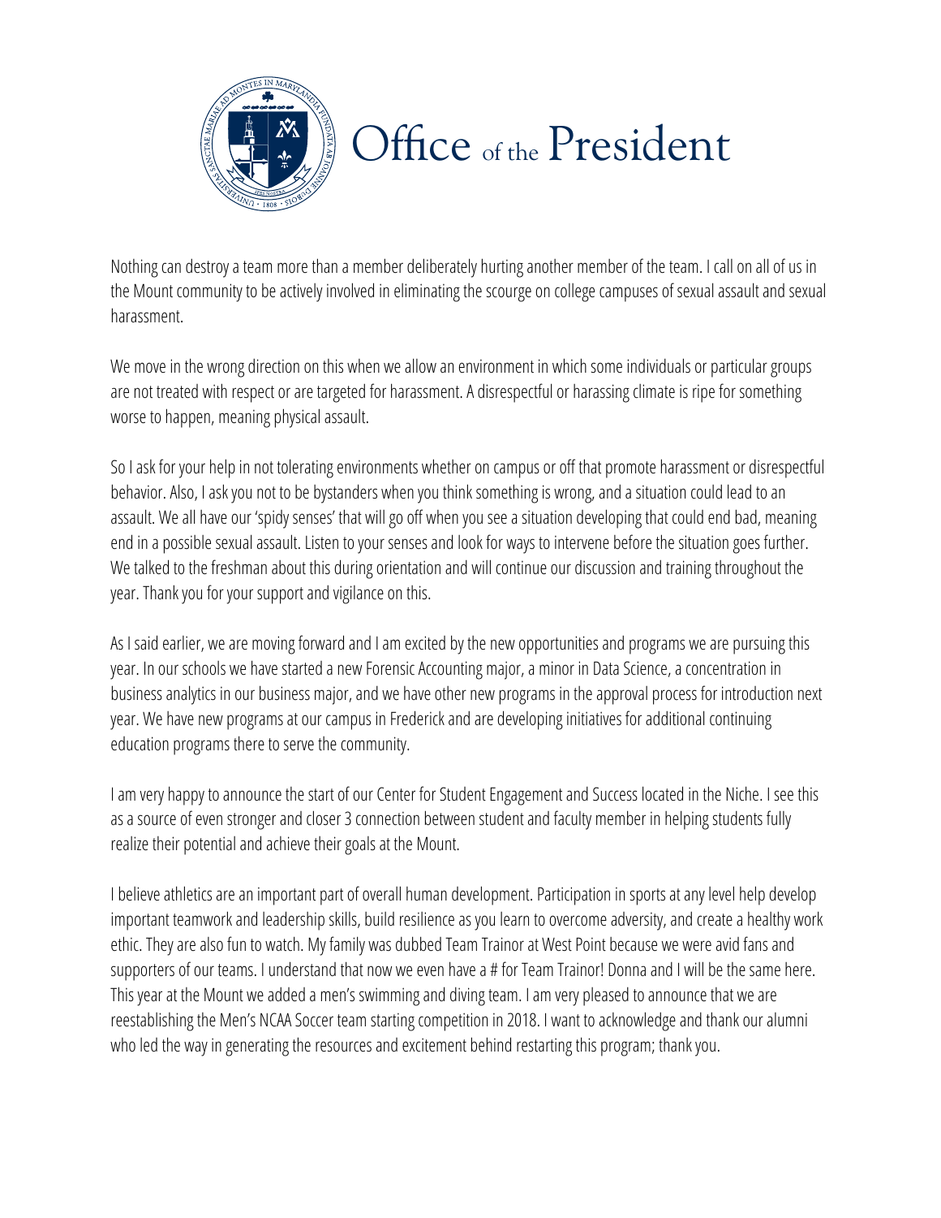# Office of the President

Nothing can destroy a team more than a member deliberately hurting another member of the team. I call on all of us in the Mount community to be actively involved in eliminating the scourge on college campuses of sexual assault and sexual harassment.

We move in the wrong direction on this when we allow an environment in which some individuals or particular groups are not treated with respect or are targeted for harassment. A disrespectful or harassing climate is ripe for something worse to happen, meaning physical assault.

So I ask for your help in not tolerating environments whether on campus or off that promote harassment or disrespectful behavior. Also, I ask you not to be bystanders when you think something is wrong, and a situation could lead to an assault. We all have our 'spidy senses' that will go off when you see a situation developing that could end bad, meaning end in a possible sexual assault. Listen to your senses and look for ways to intervene before the situation goes further. We talked to the freshman about this during orientation and will continue our discussion and training throughout the year. Thank you for your support and vigilance on this.

As I said earlier, we are moving forward and I am excited by the new opportunities and programs we are pursuing this year. In our schools we have started a new Forensic Accounting major, a minor in Data Science, a concentration in business analytics in our business major, and we have other new programs in the approval process for introduction next year. We have new programs at our campus in Frederick and are developing initiatives for additional continuing education programs there to serve the community.

I am very happy to announce the start of our Center for Student Engagement and Success located in the Niche. I see this as a source of even stronger and closer 3 connection between student and faculty member in helping students fully realize their potential and achieve their goals at the Mount.

I believe athletics are an important part of overall human development. Participation in sports at any level help develop important teamwork and leadership skills, build resilience as you learn to overcome adversity, and create a healthy work ethic. They are also fun to watch. My family was dubbed Team Trainor at West Point because we were avid fans and supporters of our teams. I understand that now we even have a # for Team Trainor! Donna and I will be the same here. This year at the Mount we added a men's swimming and diving team. I am very pleased to announce that we are reestablishing the Men's NCAA Soccer team starting competition in 2018. I want to acknowledge and thank our alumni who led the way in generating the resources and excitement behind restarting this program; thank you.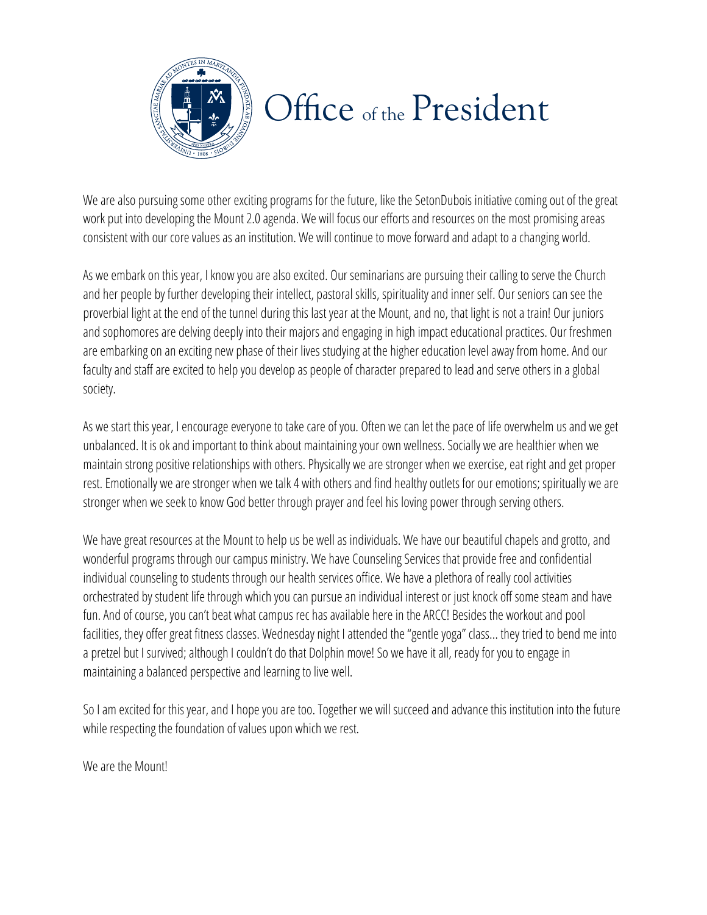# Office of the President

We are also pursuing some other exciting programs for the future, like the SetonDubois initiative coming out of the great work put into developing the Mount 2.0 agenda. We will focus our efforts and resources on the most promising areas consistent with our core values as an institution. We will continue to move forward and adapt to a changing world.

As we embark on this year, I know you are also excited. Our seminarians are pursuing their calling to serve the Church and her people by further developing their intellect, pastoral skills, spirituality and inner self. Our seniors can see the proverbial light at the end of the tunnel during this last year at the Mount, and no, that light is not a train! Our juniors and sophomores are delving deeply into their majors and engaging in high impact educational practices. Our freshmen are embarking on an exciting new phase of their lives studying at the higher education level away from home. And our faculty and staff are excited to help you develop as people of character prepared to lead and serve others in a global society.

As we start this year, I encourage everyone to take care of you. Often we can let the pace of life overwhelm us and we get unbalanced. It is ok and important to think about maintaining your own wellness. Socially we are healthier when we maintain strong positive relationships with others. Physically we are stronger when we exercise, eat right and get proper rest. Emotionally we are stronger when we talk 4 with others and find healthy outlets for our emotions; spiritually we are stronger when we seek to know God better through prayer and feel his loving power through serving others.

We have great resources at the Mount to help us be well as individuals. We have our beautiful chapels and grotto, and wonderful programs through our campus ministry. We have Counseling Services that provide free and confidential individual counseling to students through our health services office. We have a plethora of really cool activities orchestrated by student life through which you can pursue an individual interest or just knock off some steam and have fun. And of course, you can't beat what campus rec has available here in the ARCC! Besides the workout and pool facilities, they offer great fitness classes. Wednesday night I attended the "gentle yoga" class… they tried to bend me into a pretzel but I survived; although I couldn't do that Dolphin move! So we have it all, ready for you to engage in maintaining a balanced perspective and learning to live well.

So I am excited for this year, and I hope you are too. Together we will succeed and advance this institution into the future while respecting the foundation of values upon which we rest.

We are the Mount!